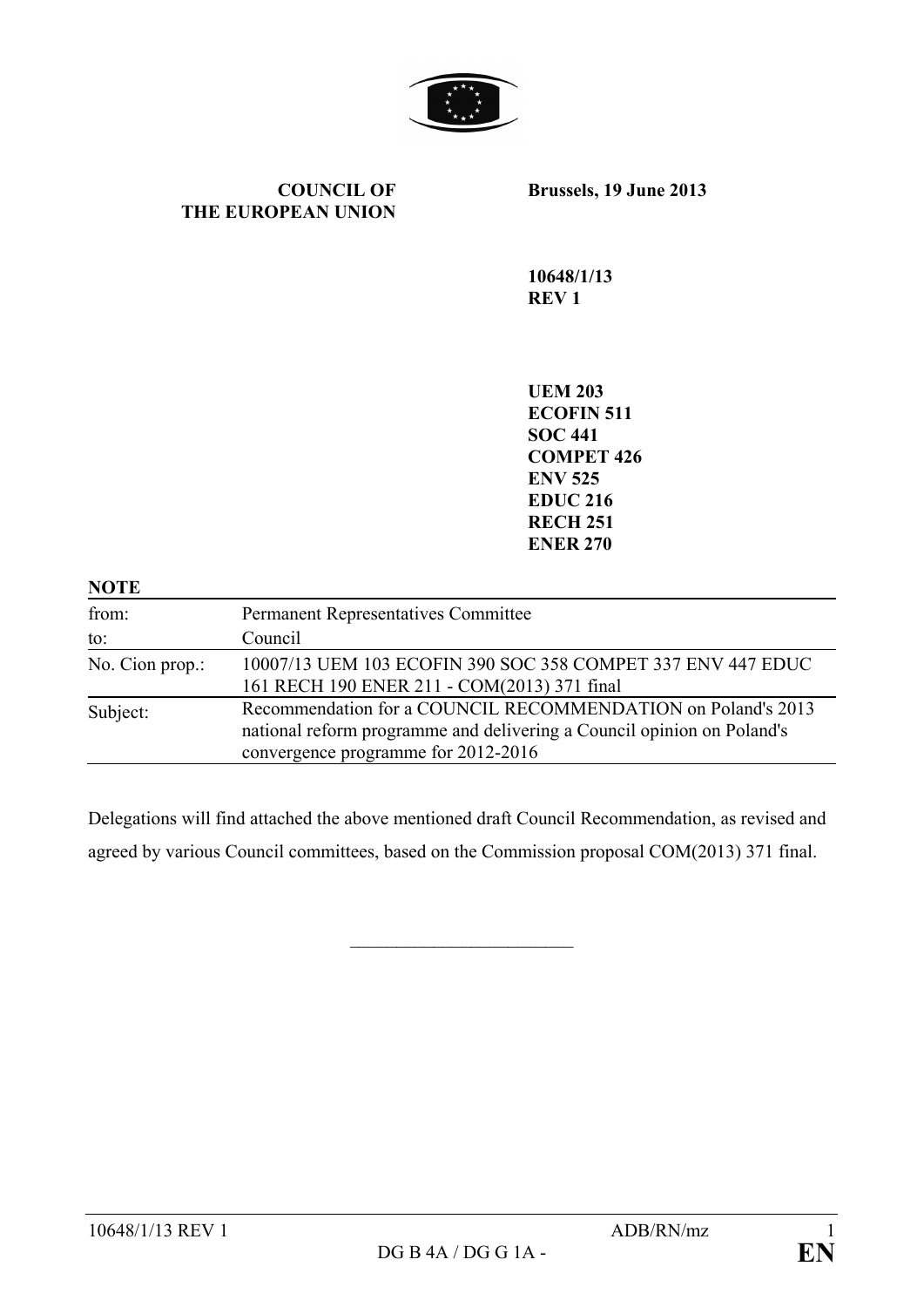**COUNCIL OF THE EUROPEAN UNION**

**Brussels, 19 June 2013**

**10648/1/13 REV 1**

**UEM 203**
**ECOFIN 511**
**SOC 441**
**COMPET 426**
**ENV 525**
**EDUC 216**
**RECH 251**
**ENER 270**

**NOTE**

| | |
|---|---|
| from: | Permanent Representatives Committee |
| to: | Council |
| No. Cion prop.: | 10007/13 UEM 103 ECOFIN 390 SOC 358 COMPET 337 ENV 447 EDUC 161 RECH 190 ENER 211 - COM(2013) 371 final |
| Subject: | Recommendation for a COUNCIL RECOMMENDATION on Poland's 2013 national reform programme and delivering a Council opinion on Poland's convergence programme for 2012-2016 |

Delegations will find attached the above mentioned draft Council Recommendation, as revised and agreed by various Council committees, based on the Commission proposal COM(2013) 371 final.

\_\_\_\_\_\_\_\_\_\_\_\_\_\_\_\_\_\_\_\_\_\_\_\_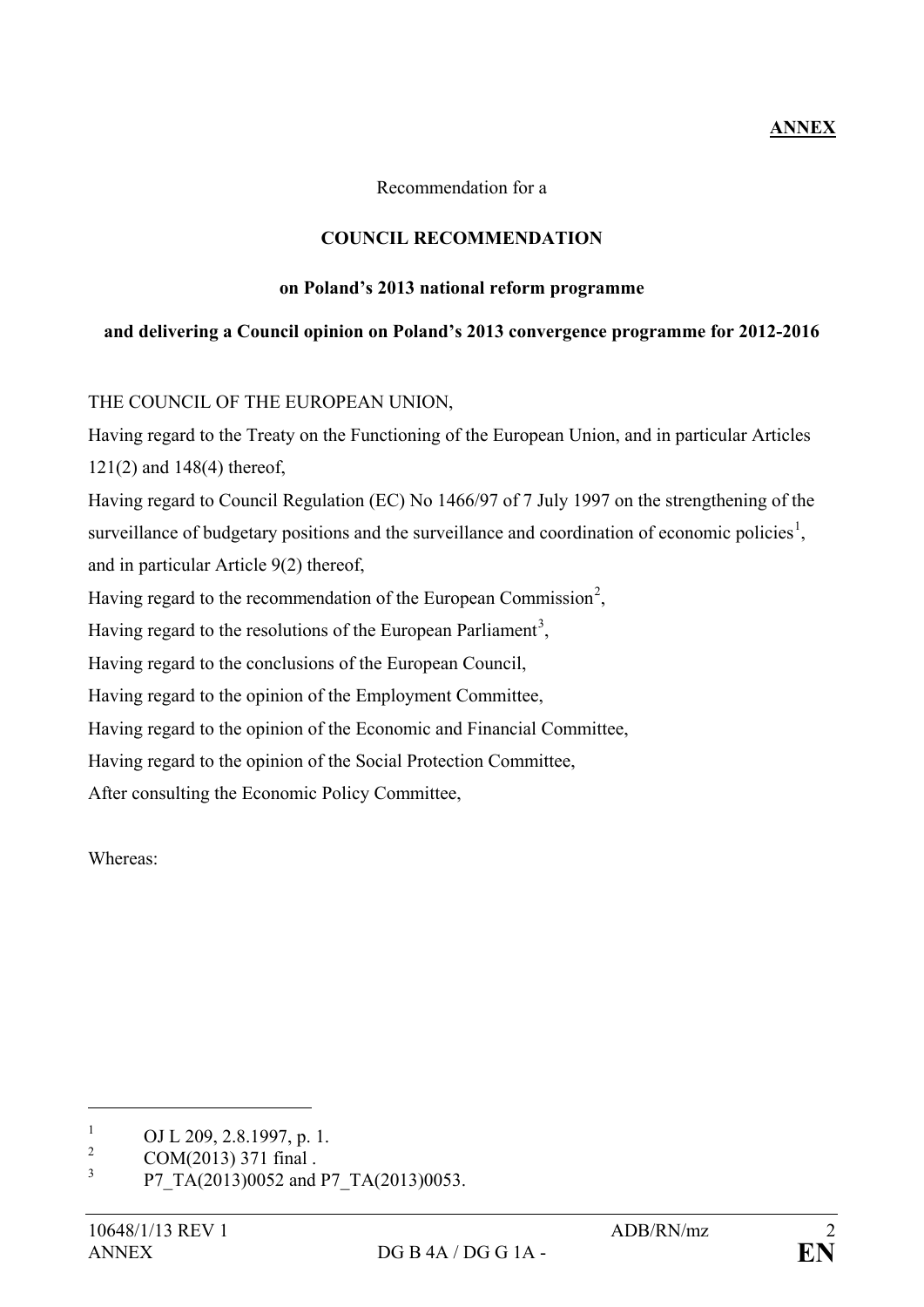**ANNEX**

Recommendation for a

**COUNCIL RECOMMENDATION**

**on Poland's 2013 national reform programme**

**and delivering a Council opinion on Poland's 2013 convergence programme for 2012-2016**

THE COUNCIL OF THE EUROPEAN UNION,

Having regard to the Treaty on the Functioning of the European Union, and in particular Articles 121(2) and 148(4) thereof,

Having regard to Council Regulation (EC) No 1466/97 of 7 July 1997 on the strengthening of the surveillance of budgetary positions and the surveillance and coordination of economic policies[1], and in particular Article 9(2) thereof,

Having regard to the recommendation of the European Commission[2],

Having regard to the resolutions of the European Parliament[3],

Having regard to the conclusions of the European Council,

Having regard to the opinion of the Employment Committee,

Having regard to the opinion of the Economic and Financial Committee,

Having regard to the opinion of the Social Protection Committee,

After consulting the Economic Policy Committee,

Whereas:

---

[1] OJ L 209, 2.8.1997, p. 1.

[2] COM(2013) 371 final .

[3] P7_TA(2013)0052 and P7_TA(2013)0053.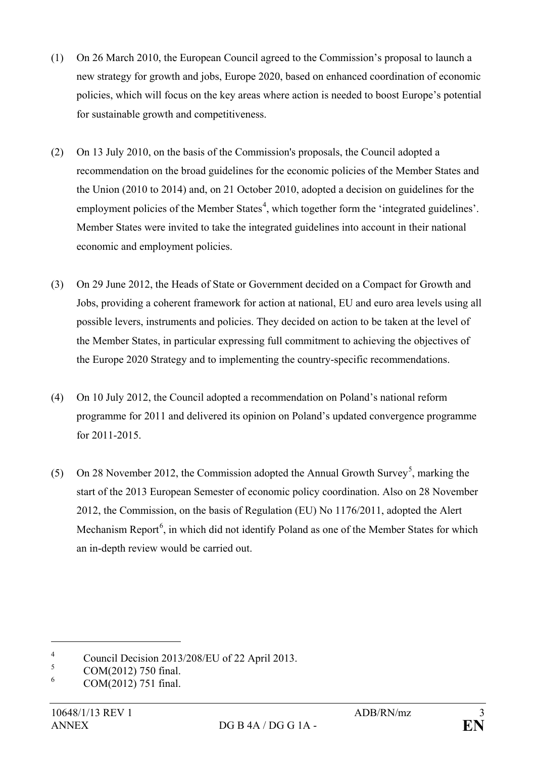(1) On 26 March 2010, the European Council agreed to the Commission's proposal to launch a new strategy for growth and jobs, Europe 2020, based on enhanced coordination of economic policies, which will focus on the key areas where action is needed to boost Europe's potential for sustainable growth and competitiveness.

(2) On 13 July 2010, on the basis of the Commission's proposals, the Council adopted a recommendation on the broad guidelines for the economic policies of the Member States and the Union (2010 to 2014) and, on 21 October 2010, adopted a decision on guidelines for the employment policies of the Member States[4], which together form the 'integrated guidelines'. Member States were invited to take the integrated guidelines into account in their national economic and employment policies.

(3) On 29 June 2012, the Heads of State or Government decided on a Compact for Growth and Jobs, providing a coherent framework for action at national, EU and euro area levels using all possible levers, instruments and policies. They decided on action to be taken at the level of the Member States, in particular expressing full commitment to achieving the objectives of the Europe 2020 Strategy and to implementing the country-specific recommendations.

(4) On 10 July 2012, the Council adopted a recommendation on Poland's national reform programme for 2011 and delivered its opinion on Poland's updated convergence programme for 2011-2015.

(5) On 28 November 2012, the Commission adopted the Annual Growth Survey[5], marking the start of the 2013 European Semester of economic policy coordination. Also on 28 November 2012, the Commission, on the basis of Regulation (EU) No 1176/2011, adopted the Alert Mechanism Report[6], in which did not identify Poland as one of the Member States for which an in-depth review would be carried out.

---

[4] Council Decision 2013/208/EU of 22 April 2013.

[5] COM(2012) 750 final.

[6] COM(2012) 751 final.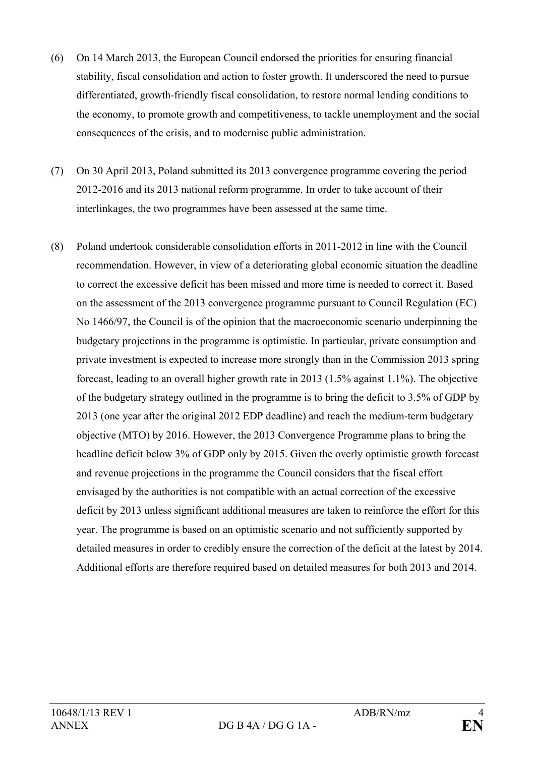(6) On 14 March 2013, the European Council endorsed the priorities for ensuring financial stability, fiscal consolidation and action to foster growth. It underscored the need to pursue differentiated, growth-friendly fiscal consolidation, to restore normal lending conditions to the economy, to promote growth and competitiveness, to tackle unemployment and the social consequences of the crisis, and to modernise public administration.

(7) On 30 April 2013, Poland submitted its 2013 convergence programme covering the period 2012-2016 and its 2013 national reform programme. In order to take account of their interlinkages, the two programmes have been assessed at the same time.

(8) Poland undertook considerable consolidation efforts in 2011-2012 in line with the Council recommendation. However, in view of a deteriorating global economic situation the deadline to correct the excessive deficit has been missed and more time is needed to correct it. Based on the assessment of the 2013 convergence programme pursuant to Council Regulation (EC) No 1466/97, the Council is of the opinion that the macroeconomic scenario underpinning the budgetary projections in the programme is optimistic. In particular, private consumption and private investment is expected to increase more strongly than in the Commission 2013 spring forecast, leading to an overall higher growth rate in 2013 (1.5% against 1.1%). The objective of the budgetary strategy outlined in the programme is to bring the deficit to 3.5% of GDP by 2013 (one year after the original 2012 EDP deadline) and reach the medium-term budgetary objective (MTO) by 2016. However, the 2013 Convergence Programme plans to bring the headline deficit below 3% of GDP only by 2015. Given the overly optimistic growth forecast and revenue projections in the programme the Council considers that the fiscal effort envisaged by the authorities is not compatible with an actual correction of the excessive deficit by 2013 unless significant additional measures are taken to reinforce the effort for this year. The programme is based on an optimistic scenario and not sufficiently supported by detailed measures in order to credibly ensure the correction of the deficit at the latest by 2014. Additional efforts are therefore required based on detailed measures for both 2013 and 2014.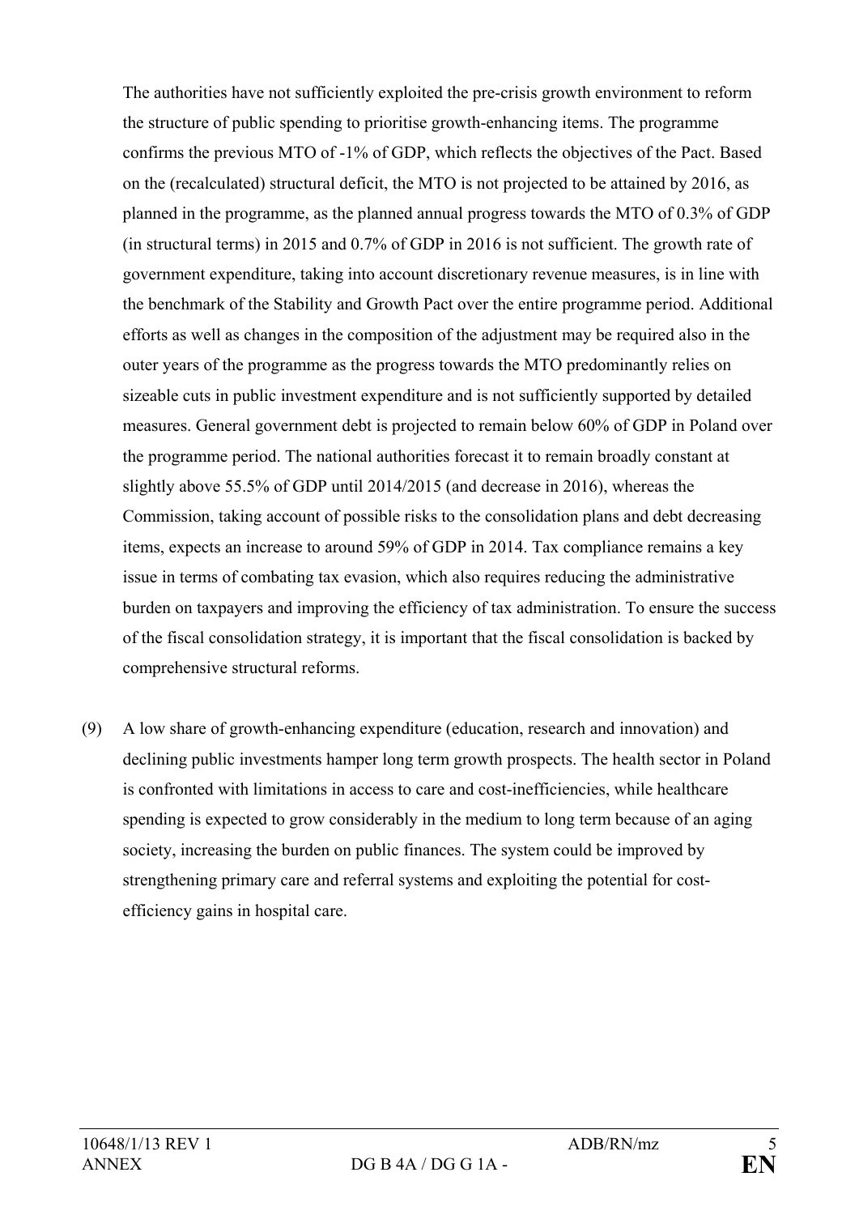The authorities have not sufficiently exploited the pre-crisis growth environment to reform the structure of public spending to prioritise growth-enhancing items. The programme confirms the previous MTO of -1% of GDP, which reflects the objectives of the Pact. Based on the (recalculated) structural deficit, the MTO is not projected to be attained by 2016, as planned in the programme, as the planned annual progress towards the MTO of 0.3% of GDP (in structural terms) in 2015 and 0.7% of GDP in 2016 is not sufficient. The growth rate of government expenditure, taking into account discretionary revenue measures, is in line with the benchmark of the Stability and Growth Pact over the entire programme period. Additional efforts as well as changes in the composition of the adjustment may be required also in the outer years of the programme as the progress towards the MTO predominantly relies on sizeable cuts in public investment expenditure and is not sufficiently supported by detailed measures. General government debt is projected to remain below 60% of GDP in Poland over the programme period. The national authorities forecast it to remain broadly constant at slightly above 55.5% of GDP until 2014/2015 (and decrease in 2016), whereas the Commission, taking account of possible risks to the consolidation plans and debt decreasing items, expects an increase to around 59% of GDP in 2014. Tax compliance remains a key issue in terms of combating tax evasion, which also requires reducing the administrative burden on taxpayers and improving the efficiency of tax administration. To ensure the success of the fiscal consolidation strategy, it is important that the fiscal consolidation is backed by comprehensive structural reforms.

(9) A low share of growth-enhancing expenditure (education, research and innovation) and declining public investments hamper long term growth prospects. The health sector in Poland is confronted with limitations in access to care and cost-inefficiencies, while healthcare spending is expected to grow considerably in the medium to long term because of an aging society, increasing the burden on public finances. The system could be improved by strengthening primary care and referral systems and exploiting the potential for cost-efficiency gains in hospital care.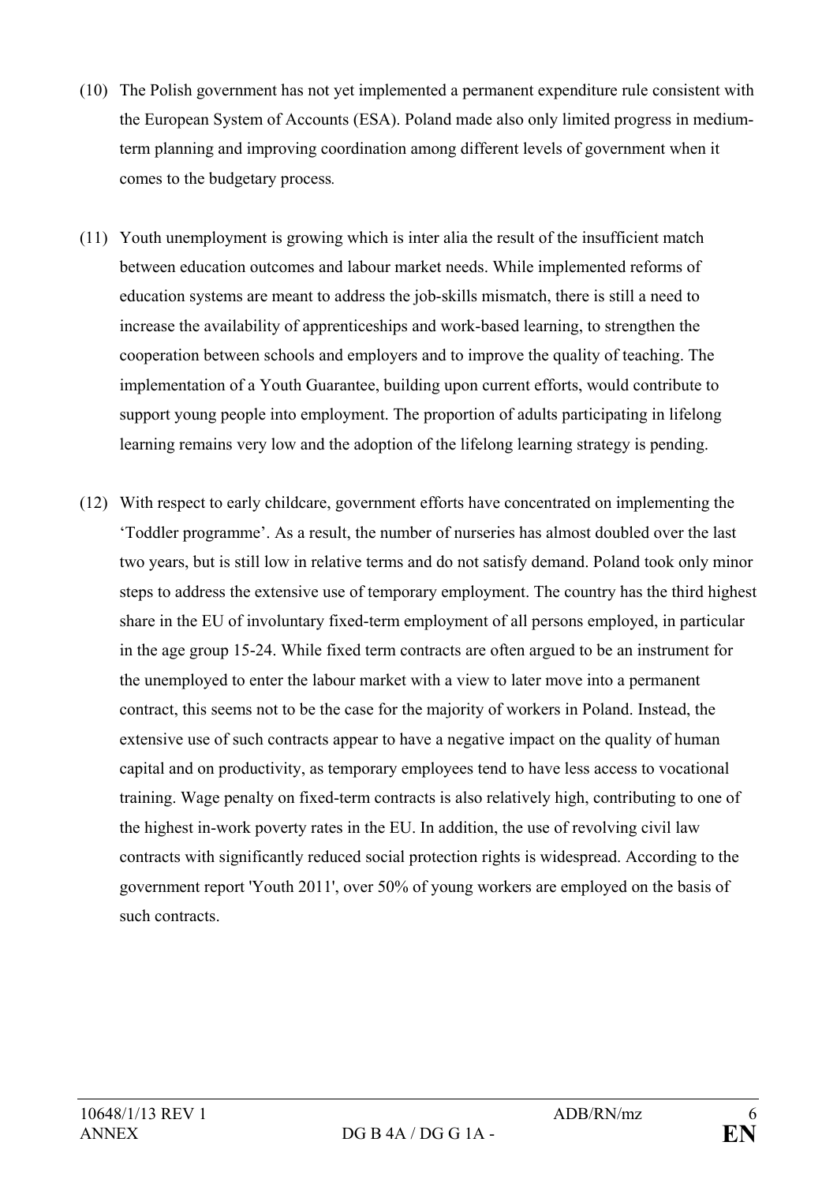(10) The Polish government has not yet implemented a permanent expenditure rule consistent with the European System of Accounts (ESA). Poland made also only limited progress in medium-term planning and improving coordination among different levels of government when it comes to the budgetary process.

(11) Youth unemployment is growing which is inter alia the result of the insufficient match between education outcomes and labour market needs. While implemented reforms of education systems are meant to address the job-skills mismatch, there is still a need to increase the availability of apprenticeships and work-based learning, to strengthen the cooperation between schools and employers and to improve the quality of teaching. The implementation of a Youth Guarantee, building upon current efforts, would contribute to support young people into employment. The proportion of adults participating in lifelong learning remains very low and the adoption of the lifelong learning strategy is pending.

(12) With respect to early childcare, government efforts have concentrated on implementing the 'Toddler programme'. As a result, the number of nurseries has almost doubled over the last two years, but is still low in relative terms and do not satisfy demand. Poland took only minor steps to address the extensive use of temporary employment. The country has the third highest share in the EU of involuntary fixed-term employment of all persons employed, in particular in the age group 15-24. While fixed term contracts are often argued to be an instrument for the unemployed to enter the labour market with a view to later move into a permanent contract, this seems not to be the case for the majority of workers in Poland. Instead, the extensive use of such contracts appear to have a negative impact on the quality of human capital and on productivity, as temporary employees tend to have less access to vocational training. Wage penalty on fixed-term contracts is also relatively high, contributing to one of the highest in-work poverty rates in the EU. In addition, the use of revolving civil law contracts with significantly reduced social protection rights is widespread. According to the government report 'Youth 2011', over 50% of young workers are employed on the basis of such contracts.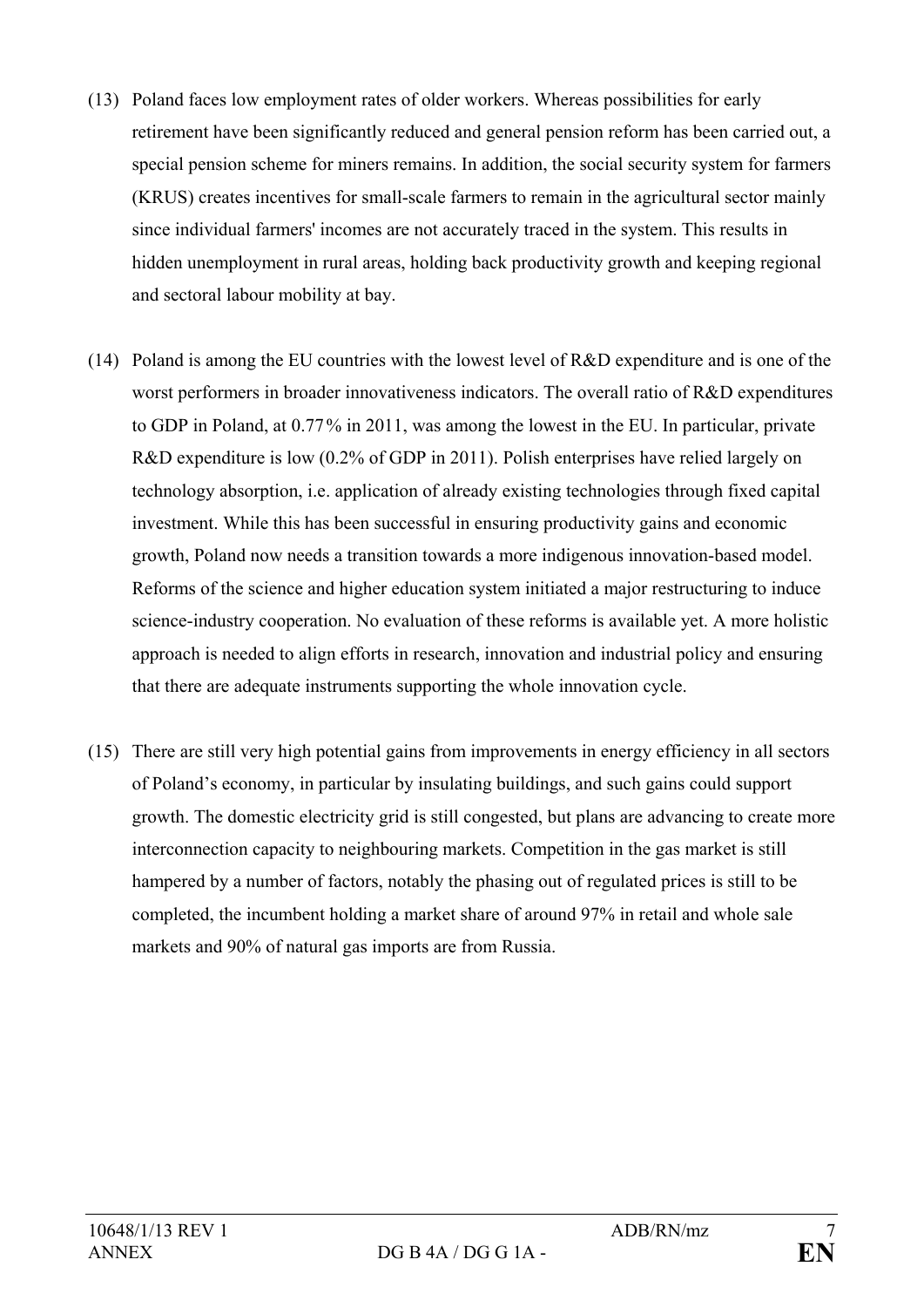(13) Poland faces low employment rates of older workers. Whereas possibilities for early retirement have been significantly reduced and general pension reform has been carried out, a special pension scheme for miners remains. In addition, the social security system for farmers (KRUS) creates incentives for small-scale farmers to remain in the agricultural sector mainly since individual farmers' incomes are not accurately traced in the system. This results in hidden unemployment in rural areas, holding back productivity growth and keeping regional and sectoral labour mobility at bay.

(14) Poland is among the EU countries with the lowest level of R&D expenditure and is one of the worst performers in broader innovativeness indicators. The overall ratio of R&D expenditures to GDP in Poland, at 0.77% in 2011, was among the lowest in the EU. In particular, private R&D expenditure is low (0.2% of GDP in 2011). Polish enterprises have relied largely on technology absorption, i.e. application of already existing technologies through fixed capital investment. While this has been successful in ensuring productivity gains and economic growth, Poland now needs a transition towards a more indigenous innovation-based model. Reforms of the science and higher education system initiated a major restructuring to induce science-industry cooperation. No evaluation of these reforms is available yet. A more holistic approach is needed to align efforts in research, innovation and industrial policy and ensuring that there are adequate instruments supporting the whole innovation cycle.

(15) There are still very high potential gains from improvements in energy efficiency in all sectors of Poland's economy, in particular by insulating buildings, and such gains could support growth. The domestic electricity grid is still congested, but plans are advancing to create more interconnection capacity to neighbouring markets. Competition in the gas market is still hampered by a number of factors, notably the phasing out of regulated prices is still to be completed, the incumbent holding a market share of around 97% in retail and whole sale markets and 90% of natural gas imports are from Russia.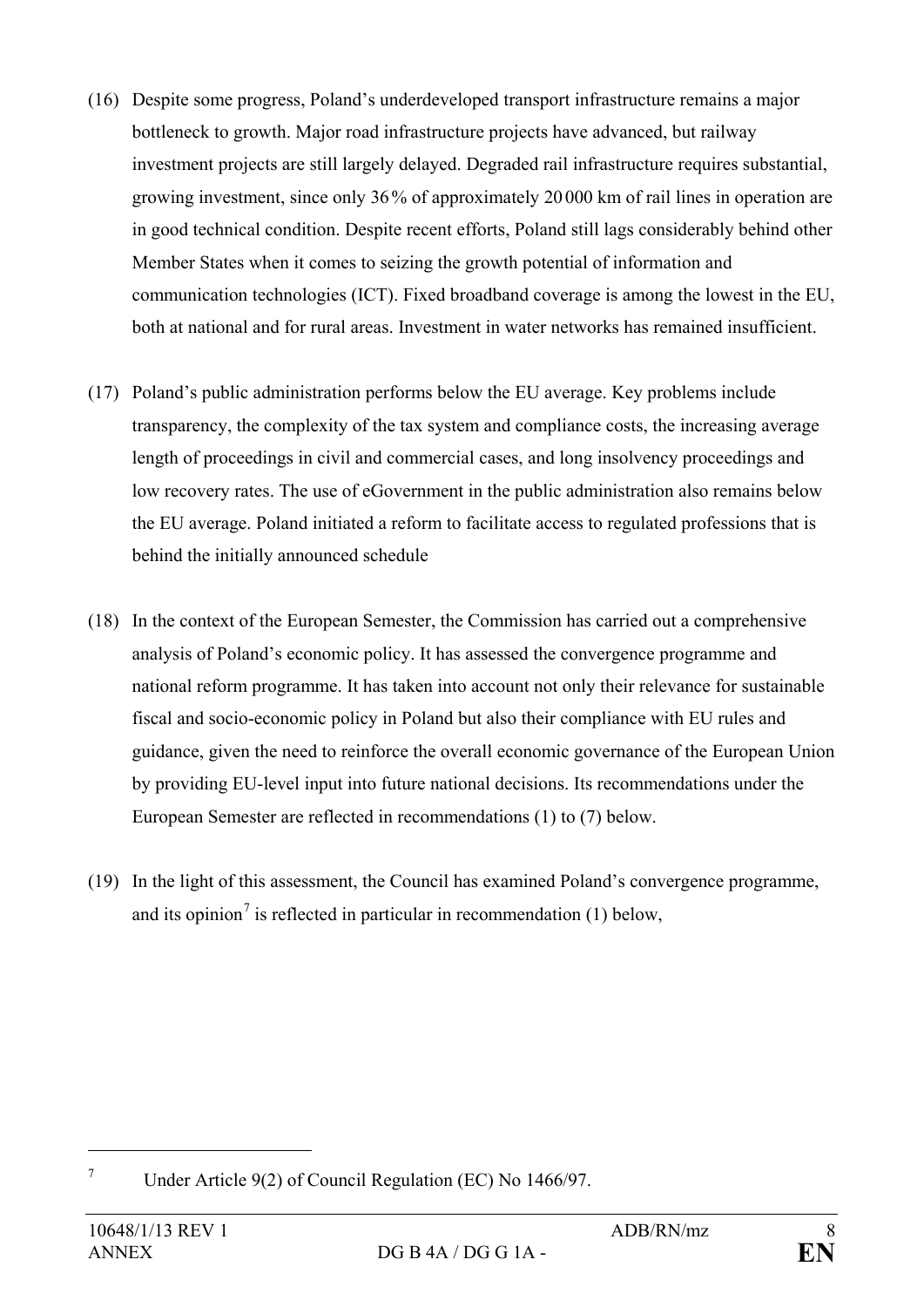(16) Despite some progress, Poland’s underdeveloped transport infrastructure remains a major bottleneck to growth. Major road infrastructure projects have advanced, but railway investment projects are still largely delayed. Degraded rail infrastructure requires substantial, growing investment, since only 36% of approximately 20 000 km of rail lines in operation are in good technical condition. Despite recent efforts, Poland still lags considerably behind other Member States when it comes to seizing the growth potential of information and communication technologies (ICT). Fixed broadband coverage is among the lowest in the EU, both at national and for rural areas. Investment in water networks has remained insufficient.

(17) Poland’s public administration performs below the EU average. Key problems include transparency, the complexity of the tax system and compliance costs, the increasing average length of proceedings in civil and commercial cases, and long insolvency proceedings and low recovery rates. The use of eGovernment in the public administration also remains below the EU average. Poland initiated a reform to facilitate access to regulated professions that is behind the initially announced schedule

(18) In the context of the European Semester, the Commission has carried out a comprehensive analysis of Poland’s economic policy. It has assessed the convergence programme and national reform programme. It has taken into account not only their relevance for sustainable fiscal and socio-economic policy in Poland but also their compliance with EU rules and guidance, given the need to reinforce the overall economic governance of the European Union by providing EU-level input into future national decisions. Its recommendations under the European Semester are reflected in recommendations (1) to (7) below.

(19) In the light of this assessment, the Council has examined Poland’s convergence programme, and its opinion[7] is reflected in particular in recommendation (1) below,

---

[7] Under Article 9(2) of Council Regulation (EC) No 1466/97.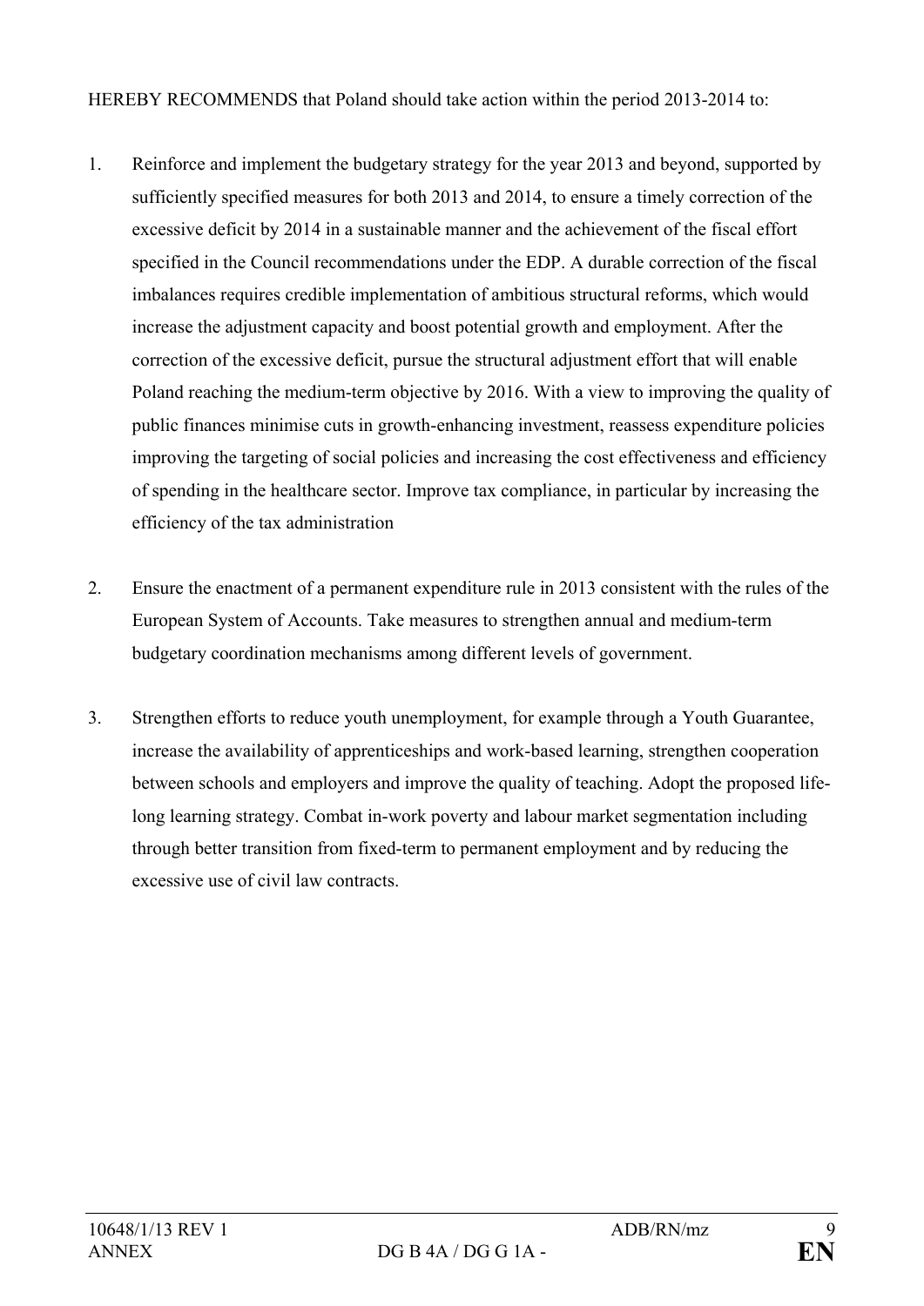HEREBY RECOMMENDS that Poland should take action within the period 2013-2014 to:

1. Reinforce and implement the budgetary strategy for the year 2013 and beyond, supported by sufficiently specified measures for both 2013 and 2014, to ensure a timely correction of the excessive deficit by 2014 in a sustainable manner and the achievement of the fiscal effort specified in the Council recommendations under the EDP. A durable correction of the fiscal imbalances requires credible implementation of ambitious structural reforms, which would increase the adjustment capacity and boost potential growth and employment. After the correction of the excessive deficit, pursue the structural adjustment effort that will enable Poland reaching the medium-term objective by 2016. With a view to improving the quality of public finances minimise cuts in growth-enhancing investment, reassess expenditure policies improving the targeting of social policies and increasing the cost effectiveness and efficiency of spending in the healthcare sector. Improve tax compliance, in particular by increasing the efficiency of the tax administration

2. Ensure the enactment of a permanent expenditure rule in 2013 consistent with the rules of the European System of Accounts. Take measures to strengthen annual and medium-term budgetary coordination mechanisms among different levels of government.

3. Strengthen efforts to reduce youth unemployment, for example through a Youth Guarantee, increase the availability of apprenticeships and work-based learning, strengthen cooperation between schools and employers and improve the quality of teaching. Adopt the proposed life-long learning strategy. Combat in-work poverty and labour market segmentation including through better transition from fixed-term to permanent employment and by reducing the excessive use of civil law contracts.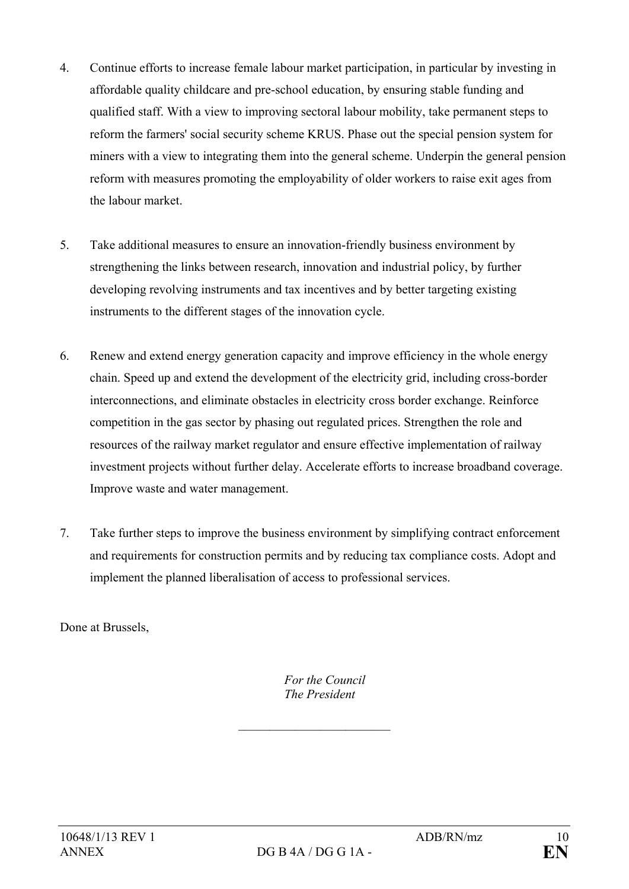4. Continue efforts to increase female labour market participation, in particular by investing in affordable quality childcare and pre-school education, by ensuring stable funding and qualified staff. With a view to improving sectoral labour mobility, take permanent steps to reform the farmers' social security scheme KRUS. Phase out the special pension system for miners with a view to integrating them into the general scheme. Underpin the general pension reform with measures promoting the employability of older workers to raise exit ages from the labour market.

5. Take additional measures to ensure an innovation-friendly business environment by strengthening the links between research, innovation and industrial policy, by further developing revolving instruments and tax incentives and by better targeting existing instruments to the different stages of the innovation cycle.

6. Renew and extend energy generation capacity and improve efficiency in the whole energy chain. Speed up and extend the development of the electricity grid, including cross-border interconnections, and eliminate obstacles in electricity cross border exchange. Reinforce competition in the gas sector by phasing out regulated prices. Strengthen the role and resources of the railway market regulator and ensure effective implementation of railway investment projects without further delay. Accelerate efforts to increase broadband coverage. Improve waste and water management.

7. Take further steps to improve the business environment by simplifying contract enforcement and requirements for construction permits and by reducing tax compliance costs. Adopt and implement the planned liberalisation of access to professional services.

Done at Brussels,

*For the Council*
*The President*

---